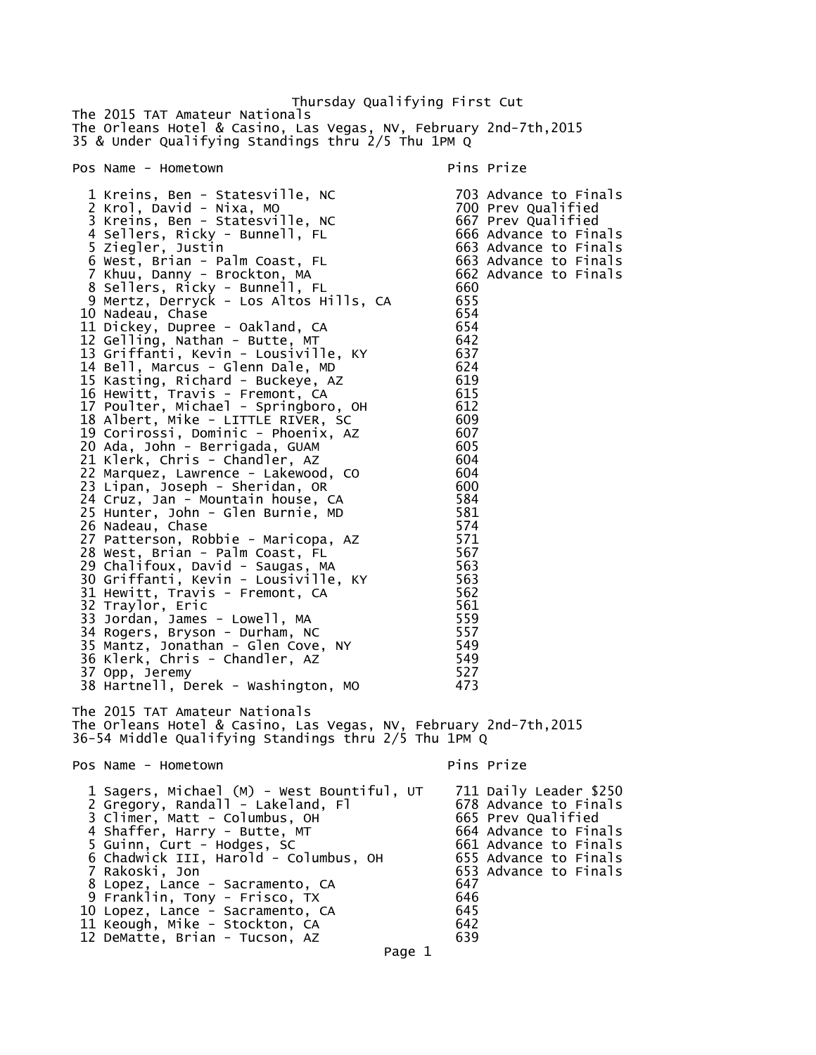# Thursday Qualifying First Cut

The 2015 TAT Amateur Nationals
The Orleans Hotel & Casino, Las Vegas, NV, February 2nd-7th,2015
35 & Under Qualifying Standings thru 2/5 Thu 1PM Q

| Pos | Name - Hometown | Pins | Prize |
|---|---|---|---|
| 1 | Kreins, Ben - Statesville, NC | 703 | Advance to Finals |
| 2 | Krol, David - Nixa, MO | 700 | Prev Qualified |
| 3 | Kreins, Ben - Statesville, NC | 667 | Prev Qualified |
| 4 | Sellers, Ricky - Bunnell, FL | 666 | Advance to Finals |
| 5 | Ziegler, Justin | 663 | Advance to Finals |
| 6 | West, Brian - Palm Coast, FL | 663 | Advance to Finals |
| 7 | Khuu, Danny - Brockton, MA | 662 | Advance to Finals |
| 8 | Sellers, Ricky - Bunnell, FL | 660 | |
| 9 | Mertz, Derryck - Los Altos Hills, CA | 655 | |
| 10 | Nadeau, Chase | 654 | |
| 11 | Dickey, Dupree - Oakland, CA | 654 | |
| 12 | Gelling, Nathan - Butte, MT | 642 | |
| 13 | Griffanti, Kevin - Lousiville, KY | 637 | |
| 14 | Bell, Marcus - Glenn Dale, MD | 624 | |
| 15 | Kasting, Richard - Buckeye, AZ | 619 | |
| 16 | Hewitt, Travis - Fremont, CA | 615 | |
| 17 | Poulter, Michael - Springboro, OH | 612 | |
| 18 | Albert, Mike - LITTLE RIVER, SC | 609 | |
| 19 | Corirossi, Dominic - Phoenix, AZ | 607 | |
| 20 | Ada, John - Berrigada, GUAM | 605 | |
| 21 | Klerk, Chris - Chandler, AZ | 604 | |
| 22 | Marquez, Lawrence - Lakewood, CO | 604 | |
| 23 | Lipan, Joseph - Sheridan, OR | 600 | |
| 24 | Cruz, Jan - Mountain house, CA | 584 | |
| 25 | Hunter, John - Glen Burnie, MD | 581 | |
| 26 | Nadeau, Chase | 574 | |
| 27 | Patterson, Robbie - Maricopa, AZ | 571 | |
| 28 | West, Brian - Palm Coast, FL | 567 | |
| 29 | Chalifoux, David - Saugas, MA | 563 | |
| 30 | Griffanti, Kevin - Lousiville, KY | 563 | |
| 31 | Hewitt, Travis - Fremont, CA | 562 | |
| 32 | Traylor, Eric | 561 | |
| 33 | Jordan, James - Lowell, MA | 559 | |
| 34 | Rogers, Bryson - Durham, NC | 557 | |
| 35 | Mantz, Jonathan - Glen Cove, NY | 549 | |
| 36 | Klerk, Chris - Chandler, AZ | 549 | |
| 37 | Opp, Jeremy | 527 | |
| 38 | Hartnell, Derek - Washington, MO | 473 | |

The 2015 TAT Amateur Nationals
The Orleans Hotel & Casino, Las Vegas, NV, February 2nd-7th,2015
36-54 Middle Qualifying Standings thru 2/5 Thu 1PM Q

| Pos | Name - Hometown | Pins | Prize |
|---|---|---|---|
| 1 | Sagers, Michael (M) - West Bountiful, UT | 711 | Daily Leader $250 |
| 2 | Gregory, Randall - Lakeland, Fl | 678 | Advance to Finals |
| 3 | Climer, Matt - Columbus, OH | 665 | Prev Qualified |
| 4 | Shaffer, Harry - Butte, MT | 664 | Advance to Finals |
| 5 | Guinn, Curt - Hodges, SC | 661 | Advance to Finals |
| 6 | Chadwick III, Harold - Columbus, OH | 655 | Advance to Finals |
| 7 | Rakoski, Jon | 653 | Advance to Finals |
| 8 | Lopez, Lance - Sacramento, CA | 647 | |
| 9 | Franklin, Tony - Frisco, TX | 646 | |
| 10 | Lopez, Lance - Sacramento, CA | 645 | |
| 11 | Keough, Mike - Stockton, CA | 642 | |
| 12 | DeMatte, Brian - Tucson, AZ | 639 | |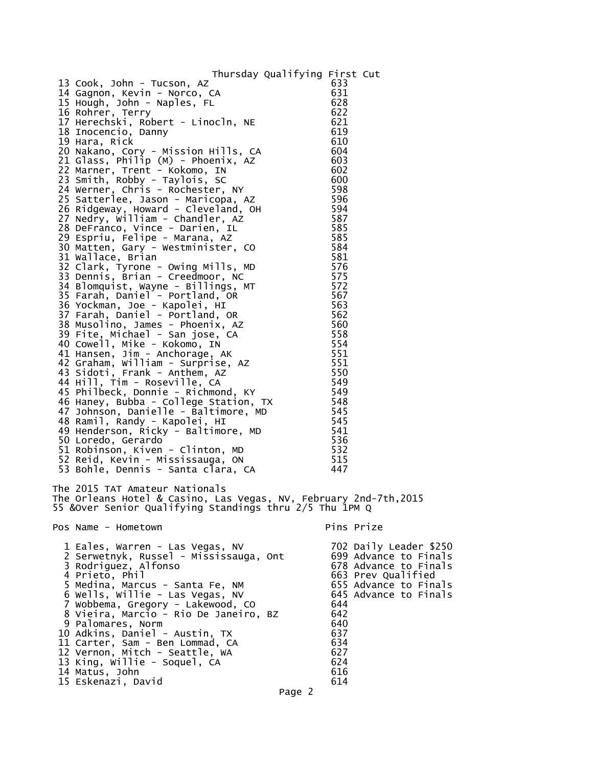Thursday Qualifying First Cut

| Pos | Name - Hometown | Pins |
|---|---|---|
| 13 | Cook, John - Tucson, AZ | 633 |
| 14 | Gagnon, Kevin - Norco, CA | 631 |
| 15 | Hough, John - Naples, FL | 628 |
| 16 | Rohrer, Terry | 622 |
| 17 | Herechski, Robert - Linocln, NE | 621 |
| 18 | Inocencio, Danny | 619 |
| 19 | Hara, Rick | 610 |
| 20 | Nakano, Cory - Mission Hills, CA | 604 |
| 21 | Glass, Philip (M) - Phoenix, AZ | 603 |
| 22 | Marner, Trent - Kokomo, IN | 602 |
| 23 | Smith, Robby - Taylois, SC | 600 |
| 24 | Werner, Chris - Rochester, NY | 598 |
| 25 | Satterlee, Jason - Maricopa, AZ | 596 |
| 26 | Ridgeway, Howard - Cleveland, OH | 594 |
| 27 | Nedry, William - Chandler, AZ | 587 |
| 28 | DeFranco, Vince - Darien, IL | 585 |
| 29 | Espriu, Felipe - Marana, AZ | 585 |
| 30 | Matten, Gary - Westminister, CO | 584 |
| 31 | Wallace, Brian | 581 |
| 32 | Clark, Tyrone - Owing Mills, MD | 576 |
| 33 | Dennis, Brian - Creedmoor, NC | 575 |
| 34 | Blomquist, Wayne - Billings, MT | 572 |
| 35 | Farah, Daniel - Portland, OR | 567 |
| 36 | Yockman, Joe - Kapolei, HI | 563 |
| 37 | Farah, Daniel - Portland, OR | 562 |
| 38 | Musolino, James - Phoenix, AZ | 560 |
| 39 | Fite, Michael - San jose, CA | 558 |
| 40 | Cowell, Mike - Kokomo, IN | 554 |
| 41 | Hansen, Jim - Anchorage, AK | 551 |
| 42 | Graham, William - Surprise, AZ | 551 |
| 43 | Sidoti, Frank - Anthem, AZ | 550 |
| 44 | Hill, Tim - Roseville, CA | 549 |
| 45 | Philbeck, Donnie - Richmond, KY | 549 |
| 46 | Haney, Bubba - College Station, TX | 548 |
| 47 | Johnson, Danielle - Baltimore, MD | 545 |
| 48 | Ramil, Randy - Kapolei, HI | 545 |
| 49 | Henderson, Ricky - Baltimore, MD | 541 |
| 50 | Loredo, Gerardo | 536 |
| 51 | Robinson, Kiven - Clinton, MD | 532 |
| 52 | Reid, Kevin - Mississauga, ON | 515 |
| 53 | Bohle, Dennis - Santa clara, CA | 447 |

The 2015 TAT Amateur Nationals
The Orleans Hotel & Casino, Las Vegas, NV, February 2nd-7th,2015
55 &Over Senior Qualifying Standings thru 2/5 Thu 1PM Q

| Pos | Name - Hometown | Pins | Prize |
|---|---|---|---|
| 1 | Eales, Warren - Las Vegas, NV | 702 | Daily Leader $250 |
| 2 | Serwetnyk, Russel - Mississauga, Ont | 699 | Advance to Finals |
| 3 | Rodriguez, Alfonso | 678 | Advance to Finals |
| 4 | Prieto, Phil | 663 | Prev Qualified |
| 5 | Medina, Marcus - Santa Fe, NM | 655 | Advance to Finals |
| 6 | Wells, Willie - Las Vegas, NV | 645 | Advance to Finals |
| 7 | Wobbema, Gregory - Lakewood, CO | 644 | |
| 8 | Vieira, Marcio - Rio De Janeiro, BZ | 642 | |
| 9 | Palomares, Norm | 640 | |
| 10 | Adkins, Daniel - Austin, TX | 637 | |
| 11 | Carter, Sam - Ben Lommad, CA | 634 | |
| 12 | Vernon, Mitch - Seattle, WA | 627 | |
| 13 | King, Willie - Soquel, CA | 624 | |
| 14 | Matus, John | 616 | |
| 15 | Eskenazi, David | 614 | |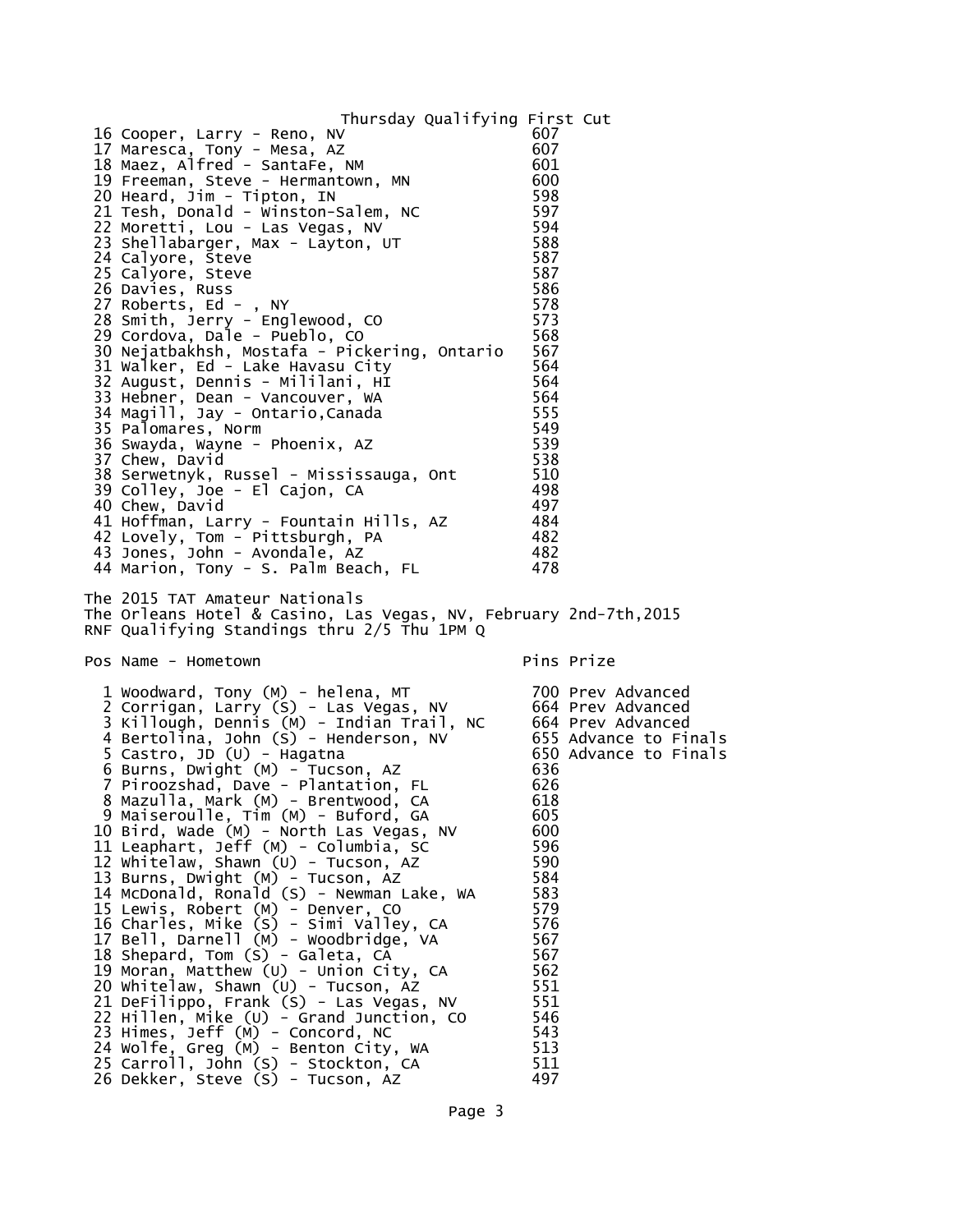Thursday Qualifying First Cut

| Pos | Name - Hometown | Pins |
|---|---|---|
| 16 | Cooper, Larry - Reno, NV | 607 |
| 17 | Maresca, Tony - Mesa, AZ | 607 |
| 18 | Maez, Alfred - SantaFe, NM | 601 |
| 19 | Freeman, Steve - Hermantown, MN | 600 |
| 20 | Heard, Jim - Tipton, IN | 598 |
| 21 | Tesh, Donald - Winston-Salem, NC | 597 |
| 22 | Moretti, Lou - Las Vegas, NV | 594 |
| 23 | Shellabarger, Max - Layton, UT | 588 |
| 24 | Calyore, Steve | 587 |
| 25 | Calyore, Steve | 587 |
| 26 | Davies, Russ | 586 |
| 27 | Roberts, Ed - , NY | 578 |
| 28 | Smith, Jerry - Englewood, CO | 573 |
| 29 | Cordova, Dale - Pueblo, CO | 568 |
| 30 | Nejatbakhsh, Mostafa - Pickering, Ontario | 567 |
| 31 | Walker, Ed - Lake Havasu City | 564 |
| 32 | August, Dennis - Mililani, HI | 564 |
| 33 | Hebner, Dean - Vancouver, WA | 564 |
| 34 | Magill, Jay - Ontario,Canada | 555 |
| 35 | Palomares, Norm | 549 |
| 36 | Swayda, Wayne - Phoenix, AZ | 539 |
| 37 | Chew, David | 538 |
| 38 | Serwetnyk, Russel - Mississauga, Ont | 510 |
| 39 | Colley, Joe - El Cajon, CA | 498 |
| 40 | Chew, David | 497 |
| 41 | Hoffman, Larry - Fountain Hills, AZ | 484 |
| 42 | Lovely, Tom - Pittsburgh, PA | 482 |
| 43 | Jones, John - Avondale, AZ | 482 |
| 44 | Marion, Tony - S. Palm Beach, FL | 478 |

The 2015 TAT Amateur Nationals
The Orleans Hotel & Casino, Las Vegas, NV, February 2nd-7th,2015
RNF Qualifying Standings thru 2/5 Thu 1PM Q

| Pos | Name - Hometown | Pins | Prize |
|---|---|---|---|
| 1 | Woodward, Tony (M) - helena, MT | 700 | Prev Advanced |
| 2 | Corrigan, Larry (S) - Las Vegas, NV | 664 | Prev Advanced |
| 3 | Killough, Dennis (M) - Indian Trail, NC | 664 | Prev Advanced |
| 4 | Bertolina, John (S) - Henderson, NV | 655 | Advance to Finals |
| 5 | Castro, JD (U) - Hagatna | 650 | Advance to Finals |
| 6 | Burns, Dwight (M) - Tucson, AZ | 636 | |
| 7 | Piroozshad, Dave - Plantation, FL | 626 | |
| 8 | Mazulla, Mark (M) - Brentwood, CA | 618 | |
| 9 | Maiseroulle, Tim (M) - Buford, GA | 605 | |
| 10 | Bird, Wade (M) - North Las Vegas, NV | 600 | |
| 11 | Leaphart, Jeff (M) - Columbia, SC | 596 | |
| 12 | Whitelaw, Shawn (U) - Tucson, AZ | 590 | |
| 13 | Burns, Dwight (M) - Tucson, AZ | 584 | |
| 14 | McDonald, Ronald (S) - Newman Lake, WA | 583 | |
| 15 | Lewis, Robert (M) - Denver, CO | 579 | |
| 16 | Charles, Mike (S) - Simi Valley, CA | 576 | |
| 17 | Bell, Darnell (M) - Woodbridge, VA | 567 | |
| 18 | Shepard, Tom (S) - Galeta, CA | 567 | |
| 19 | Moran, Matthew (U) - Union City, CA | 562 | |
| 20 | Whitelaw, Shawn (U) - Tucson, AZ | 551 | |
| 21 | DeFilippo, Frank (S) - Las Vegas, NV | 551 | |
| 22 | Hillen, Mike (U) - Grand Junction, CO | 546 | |
| 23 | Himes, Jeff (M) - Concord, NC | 543 | |
| 24 | Wolfe, Greg (M) - Benton City, WA | 513 | |
| 25 | Carroll, John (S) - Stockton, CA | 511 | |
| 26 | Dekker, Steve (S) - Tucson, AZ | 497 | |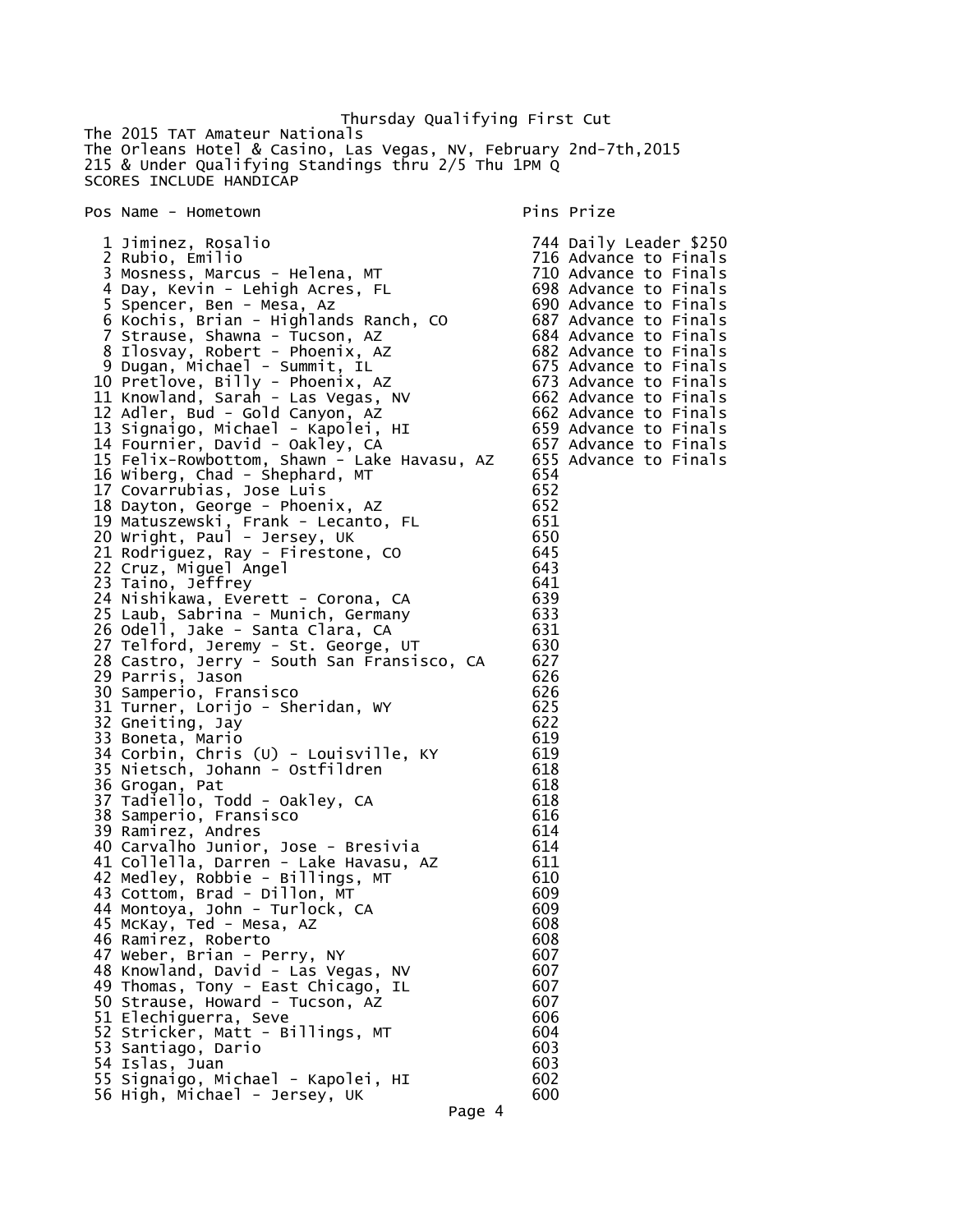Thursday Qualifying First Cut

The 2015 TAT Amateur Nationals
The Orleans Hotel & Casino, Las Vegas, NV, February 2nd-7th,2015
215 & Under Qualifying Standings thru 2/5 Thu 1PM Q
SCORES INCLUDE HANDICAP

| Pos | Name - Hometown | Pins | Prize |
|---|---|---|---|
| 1 | Jiminez, Rosalio | 744 | Daily Leader $250 |
| 2 | Rubio, Emilio | 716 | Advance to Finals |
| 3 | Mosness, Marcus - Helena, MT | 710 | Advance to Finals |
| 4 | Day, Kevin - Lehigh Acres, FL | 698 | Advance to Finals |
| 5 | Spencer, Ben - Mesa, Az | 690 | Advance to Finals |
| 6 | Kochis, Brian - Highlands Ranch, CO | 687 | Advance to Finals |
| 7 | Strause, Shawna - Tucson, AZ | 684 | Advance to Finals |
| 8 | Ilosvay, Robert - Phoenix, AZ | 682 | Advance to Finals |
| 9 | Dugan, Michael - Summit, IL | 675 | Advance to Finals |
| 10 | Pretlove, Billy - Phoenix, AZ | 673 | Advance to Finals |
| 11 | Knowland, Sarah - Las Vegas, NV | 662 | Advance to Finals |
| 12 | Adler, Bud - Gold Canyon, AZ | 662 | Advance to Finals |
| 13 | Signaigo, Michael - Kapolei, HI | 659 | Advance to Finals |
| 14 | Fournier, David - Oakley, CA | 657 | Advance to Finals |
| 15 | Felix-Rowbottom, Shawn - Lake Havasu, AZ | 655 | Advance to Finals |
| 16 | Wiberg, Chad - Shephard, MT | 654 | |
| 17 | Covarrubias, Jose Luis | 652 | |
| 18 | Dayton, George - Phoenix, AZ | 652 | |
| 19 | Matuszewski, Frank - Lecanto, FL | 651 | |
| 20 | Wright, Paul - Jersey, UK | 650 | |
| 21 | Rodriguez, Ray - Firestone, CO | 645 | |
| 22 | Cruz, Miguel Angel | 643 | |
| 23 | Taino, Jeffrey | 641 | |
| 24 | Nishikawa, Everett - Corona, CA | 639 | |
| 25 | Laub, Sabrina - Munich, Germany | 633 | |
| 26 | Odell, Jake - Santa Clara, CA | 631 | |
| 27 | Telford, Jeremy - St. George, UT | 630 | |
| 28 | Castro, Jerry - South San Fransisco, CA | 627 | |
| 29 | Parris, Jason | 626 | |
| 30 | Samperio, Fransisco | 626 | |
| 31 | Turner, Lorijo - Sheridan, WY | 625 | |
| 32 | Gneiting, Jay | 622 | |
| 33 | Boneta, Mario | 619 | |
| 34 | Corbin, Chris (U) - Louisville, KY | 619 | |
| 35 | Nietsch, Johann - Ostfildren | 618 | |
| 36 | Grogan, Pat | 618 | |
| 37 | Tadiello, Todd - Oakley, CA | 618 | |
| 38 | Samperio, Fransisco | 616 | |
| 39 | Ramirez, Andres | 614 | |
| 40 | Carvalho Junior, Jose - Bresivia | 614 | |
| 41 | Collella, Darren - Lake Havasu, AZ | 611 | |
| 42 | Medley, Robbie - Billings, MT | 610 | |
| 43 | Cottom, Brad - Dillon, MT | 609 | |
| 44 | Montoya, John - Turlock, CA | 609 | |
| 45 | McKay, Ted - Mesa, AZ | 608 | |
| 46 | Ramirez, Roberto | 608 | |
| 47 | Weber, Brian - Perry, NY | 607 | |
| 48 | Knowland, David - Las Vegas, NV | 607 | |
| 49 | Thomas, Tony - East Chicago, IL | 607 | |
| 50 | Strause, Howard - Tucson, AZ | 607 | |
| 51 | Elechiguerra, Seve | 606 | |
| 52 | Stricker, Matt - Billings, MT | 604 | |
| 53 | Santiago, Dario | 603 | |
| 54 | Islas, Juan | 603 | |
| 55 | Signaigo, Michael - Kapolei, HI | 602 | |
| 56 | High, Michael - Jersey, UK | 600 | |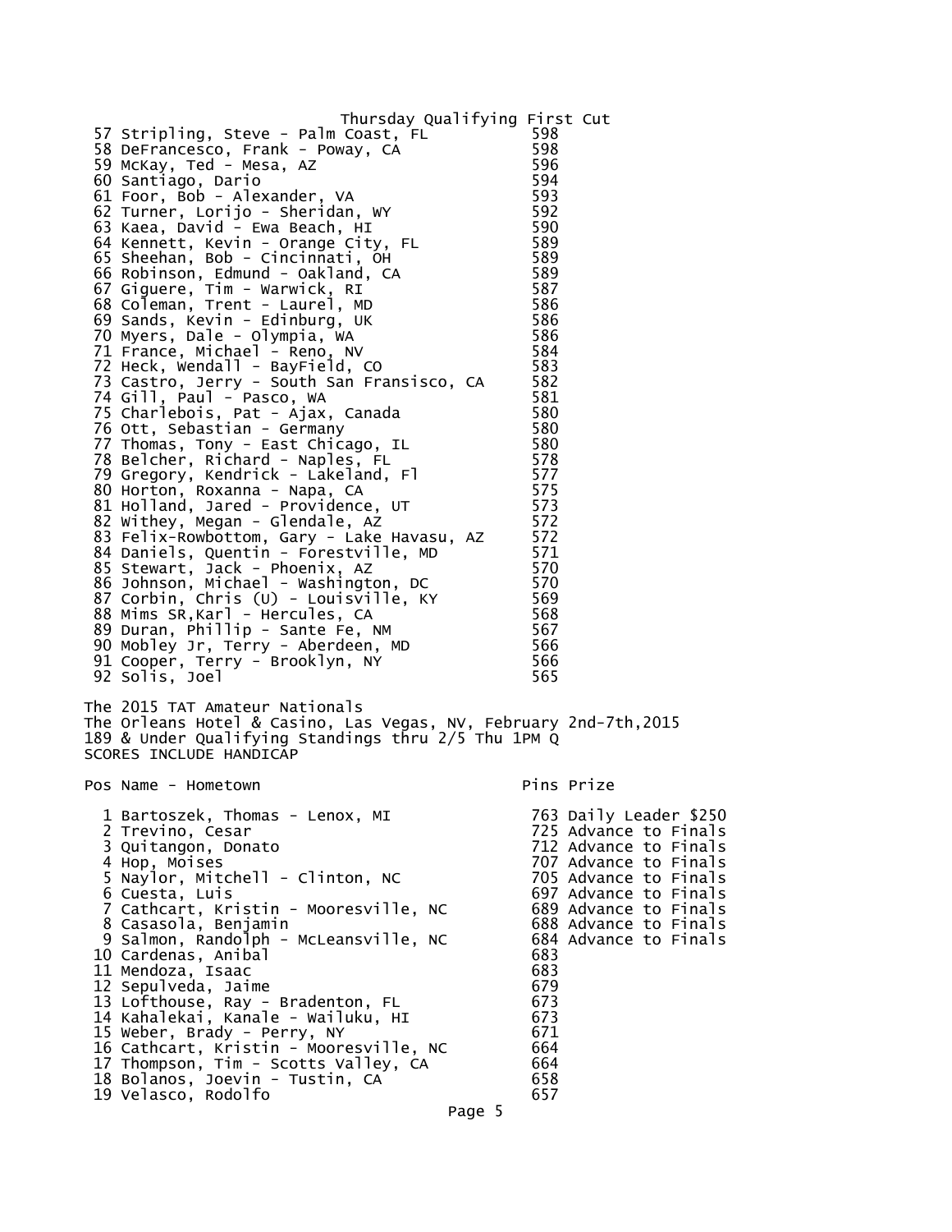Thursday Qualifying First Cut

| Pos | Name - Hometown | Pins |
|---|---|---|
| 57 | Stripling, Steve - Palm Coast, FL | 598 |
| 58 | DeFrancesco, Frank - Poway, CA | 598 |
| 59 | McKay, Ted - Mesa, AZ | 596 |
| 60 | Santiago, Dario | 594 |
| 61 | Foor, Bob - Alexander, VA | 593 |
| 62 | Turner, Lorijo - Sheridan, WY | 592 |
| 63 | Kaea, David - Ewa Beach, HI | 590 |
| 64 | Kennett, Kevin - Orange City, FL | 589 |
| 65 | Sheehan, Bob - Cincinnati, OH | 589 |
| 66 | Robinson, Edmund - Oakland, CA | 589 |
| 67 | Giguere, Tim - Warwick, RI | 587 |
| 68 | Coleman, Trent - Laurel, MD | 586 |
| 69 | Sands, Kevin - Edinburg, UK | 586 |
| 70 | Myers, Dale - Olympia, WA | 586 |
| 71 | France, Michael - Reno, NV | 584 |
| 72 | Heck, Wendall - BayField, CO | 583 |
| 73 | Castro, Jerry - South San Fransisco, CA | 582 |
| 74 | Gill, Paul - Pasco, WA | 581 |
| 75 | Charlebois, Pat - Ajax, Canada | 580 |
| 76 | Ott, Sebastian - Germany | 580 |
| 77 | Thomas, Tony - East Chicago, IL | 580 |
| 78 | Belcher, Richard - Naples, FL | 578 |
| 79 | Gregory, Kendrick - Lakeland, Fl | 577 |
| 80 | Horton, Roxanna - Napa, CA | 575 |
| 81 | Holland, Jared - Providence, UT | 573 |
| 82 | Withey, Megan - Glendale, AZ | 572 |
| 83 | Felix-Rowbottom, Gary - Lake Havasu, AZ | 572 |
| 84 | Daniels, Quentin - Forestville, MD | 571 |
| 85 | Stewart, Jack - Phoenix, AZ | 570 |
| 86 | Johnson, Michael - Washington, DC | 570 |
| 87 | Corbin, Chris (U) - Louisville, KY | 569 |
| 88 | Mims SR,Karl - Hercules, CA | 568 |
| 89 | Duran, Phillip - Sante Fe, NM | 567 |
| 90 | Mobley Jr, Terry - Aberdeen, MD | 566 |
| 91 | Cooper, Terry - Brooklyn, NY | 566 |
| 92 | Solis, Joel | 565 |

The 2015 TAT Amateur Nationals
The Orleans Hotel & Casino, Las Vegas, NV, February 2nd-7th,2015
189 & Under Qualifying Standings thru 2/5 Thu 1PM Q
SCORES INCLUDE HANDICAP

| Pos | Name - Hometown | Pins | Prize |
|---|---|---|---|
| 1 | Bartoszek, Thomas - Lenox, MI | 763 | Daily Leader $250 |
| 2 | Trevino, Cesar | 725 | Advance to Finals |
| 3 | Quitangon, Donato | 712 | Advance to Finals |
| 4 | Hop, Moises | 707 | Advance to Finals |
| 5 | Naylor, Mitchell - Clinton, NC | 705 | Advance to Finals |
| 6 | Cuesta, Luis | 697 | Advance to Finals |
| 7 | Cathcart, Kristin - Mooresville, NC | 689 | Advance to Finals |
| 8 | Casasola, Benjamin | 688 | Advance to Finals |
| 9 | Salmon, Randolph - McLeansville, NC | 684 | Advance to Finals |
| 10 | Cardenas, Anibal | 683 | |
| 11 | Mendoza, Isaac | 683 | |
| 12 | Sepulveda, Jaime | 679 | |
| 13 | Lofthouse, Ray - Bradenton, FL | 673 | |
| 14 | Kahalekai, Kanale - Wailuku, HI | 673 | |
| 15 | Weber, Brady - Perry, NY | 671 | |
| 16 | Cathcart, Kristin - Mooresville, NC | 664 | |
| 17 | Thompson, Tim - Scotts Valley, CA | 664 | |
| 18 | Bolanos, Joevin - Tustin, CA | 658 | |
| 19 | Velasco, Rodolfo | 657 | |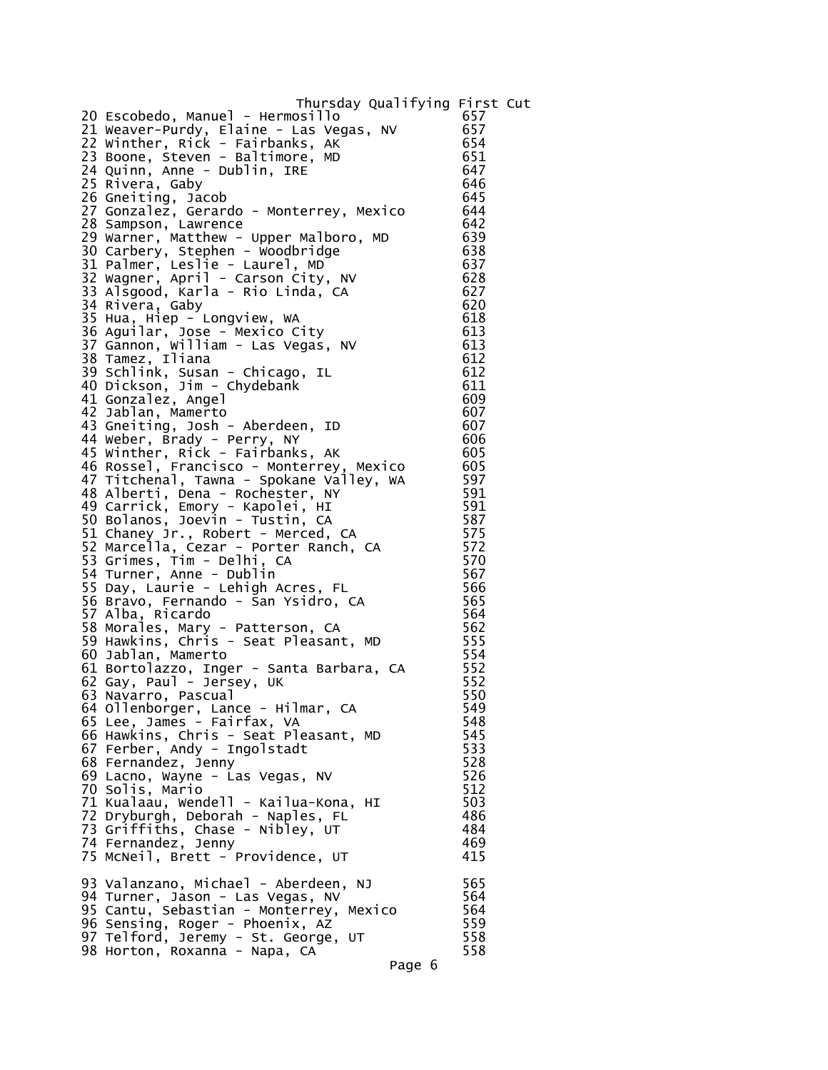Thursday Qualifying First Cut

| # | Name | Score |
|---|---|---|
| 20 | Escobedo, Manuel - Hermosillo | 657 |
| 21 | Weaver-Purdy, Elaine - Las Vegas, NV | 657 |
| 22 | Winther, Rick - Fairbanks, AK | 654 |
| 23 | Boone, Steven - Baltimore, MD | 651 |
| 24 | Quinn, Anne - Dublin, IRE | 647 |
| 25 | Rivera, Gaby | 646 |
| 26 | Gneiting, Jacob | 645 |
| 27 | Gonzalez, Gerardo - Monterrey, Mexico | 644 |
| 28 | Sampson, Lawrence | 642 |
| 29 | Warner, Matthew - Upper Malboro, MD | 639 |
| 30 | Carbery, Stephen - Woodbridge | 638 |
| 31 | Palmer, Leslie - Laurel, MD | 637 |
| 32 | Wagner, April - Carson City, NV | 628 |
| 33 | Alsgood, Karla - Rio Linda, CA | 627 |
| 34 | Rivera, Gaby | 620 |
| 35 | Hua, Hiep - Longview, WA | 618 |
| 36 | Aguilar, Jose - Mexico City | 613 |
| 37 | Gannon, William - Las Vegas, NV | 613 |
| 38 | Tamez, Iliana | 612 |
| 39 | Schlink, Susan - Chicago, IL | 612 |
| 40 | Dickson, Jim - Chydebank | 611 |
| 41 | Gonzalez, Angel | 609 |
| 42 | Jablan, Mamerto | 607 |
| 43 | Gneiting, Josh - Aberdeen, ID | 607 |
| 44 | Weber, Brady - Perry, NY | 606 |
| 45 | Winther, Rick - Fairbanks, AK | 605 |
| 46 | Rossel, Francisco - Monterrey, Mexico | 605 |
| 47 | Titchenal, Tawna - Spokane Valley, WA | 597 |
| 48 | Alberti, Dena - Rochester, NY | 591 |
| 49 | Carrick, Emory - Kapolei, HI | 591 |
| 50 | Bolanos, Joevin - Tustin, CA | 587 |
| 51 | Chaney Jr., Robert - Merced, CA | 575 |
| 52 | Marcella, Cezar - Porter Ranch, CA | 572 |
| 53 | Grimes, Tim - Delhi, CA | 570 |
| 54 | Turner, Anne - Dublin | 567 |
| 55 | Day, Laurie - Lehigh Acres, FL | 566 |
| 56 | Bravo, Fernando - San Ysidro, CA | 565 |
| 57 | Alba, Ricardo | 564 |
| 58 | Morales, Mary - Patterson, CA | 562 |
| 59 | Hawkins, Chris - Seat Pleasant, MD | 555 |
| 60 | Jablan, Mamerto | 554 |
| 61 | Bortolazzo, Inger - Santa Barbara, CA | 552 |
| 62 | Gay, Paul - Jersey, UK | 552 |
| 63 | Navarro, Pascual | 550 |
| 64 | Ollenborger, Lance - Hilmar, CA | 549 |
| 65 | Lee, James - Fairfax, VA | 548 |
| 66 | Hawkins, Chris - Seat Pleasant, MD | 545 |
| 67 | Ferber, Andy - Ingolstadt | 533 |
| 68 | Fernandez, Jenny | 528 |
| 69 | Lacno, Wayne - Las Vegas, NV | 526 |
| 70 | Solis, Mario | 512 |
| 71 | Kualaau, Wendell - Kailua-Kona, HI | 503 |
| 72 | Dryburgh, Deborah - Naples, FL | 486 |
| 73 | Griffiths, Chase - Nibley, UT | 484 |
| 74 | Fernandez, Jenny | 469 |
| 75 | McNeil, Brett - Providence, UT | 415 |

| # | Name | Score |
|---|---|---|
| 93 | Valanzano, Michael - Aberdeen, NJ | 565 |
| 94 | Turner, Jason - Las Vegas, NV | 564 |
| 95 | Cantu, Sebastian - Monterrey, Mexico | 564 |
| 96 | Sensing, Roger - Phoenix, AZ | 559 |
| 97 | Telford, Jeremy - St. George, UT | 558 |
| 98 | Horton, Roxanna - Napa, CA | 558 |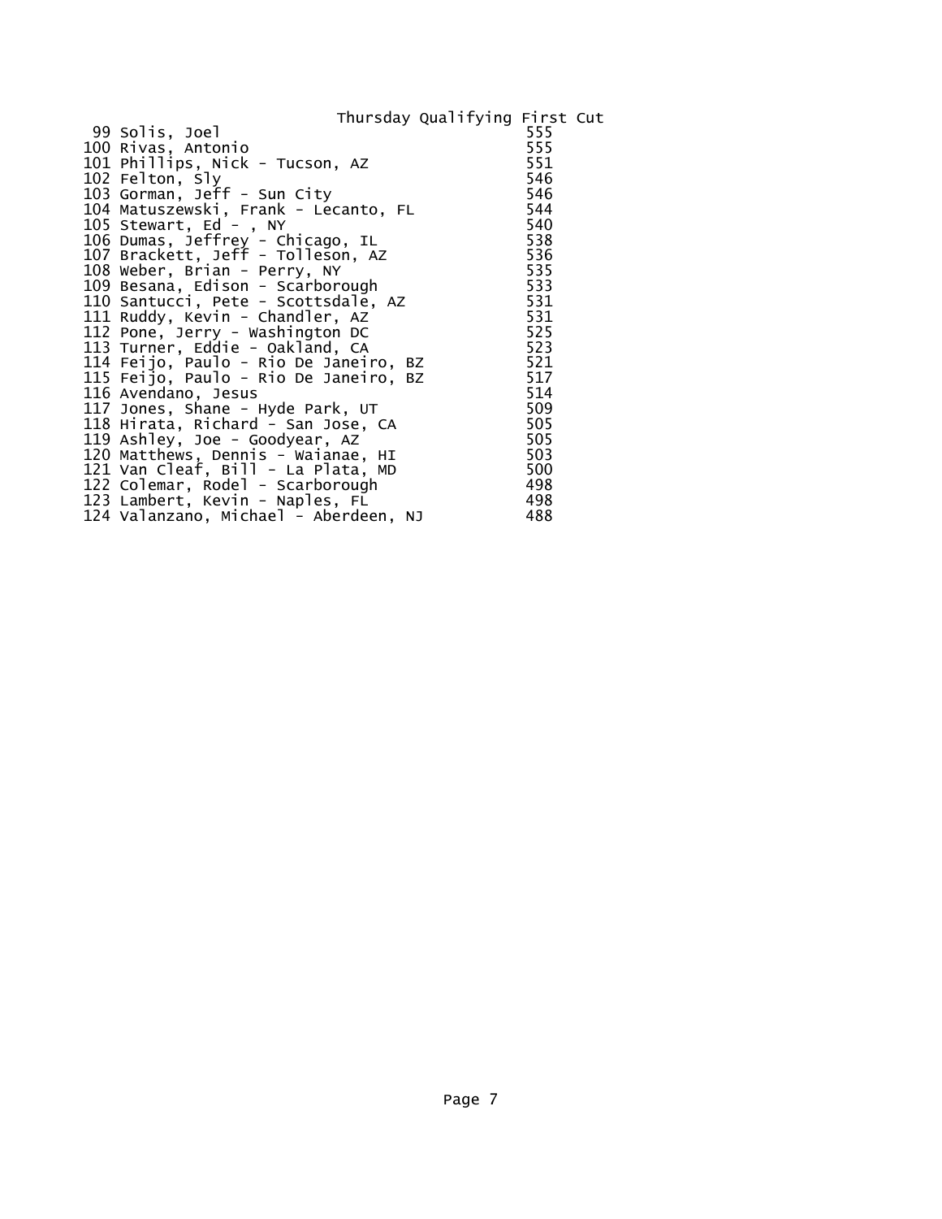Thursday Qualifying First Cut

| | | |
|---|---|---|
| 99 | Solis, Joel | 555 |
| 100 | Rivas, Antonio | 555 |
| 101 | Phillips, Nick - Tucson, AZ | 551 |
| 102 | Felton, Sly | 546 |
| 103 | Gorman, Jeff - Sun City | 546 |
| 104 | Matuszewski, Frank - Lecanto, FL | 544 |
| 105 | Stewart, Ed - , NY | 540 |
| 106 | Dumas, Jeffrey - Chicago, IL | 538 |
| 107 | Brackett, Jeff - Tolleson, AZ | 536 |
| 108 | Weber, Brian - Perry, NY | 535 |
| 109 | Besana, Edison - Scarborough | 533 |
| 110 | Santucci, Pete - Scottsdale, AZ | 531 |
| 111 | Ruddy, Kevin - Chandler, AZ | 531 |
| 112 | Pone, Jerry - Washington DC | 525 |
| 113 | Turner, Eddie - Oakland, CA | 523 |
| 114 | Feijo, Paulo - Rio De Janeiro, BZ | 521 |
| 115 | Feijo, Paulo - Rio De Janeiro, BZ | 517 |
| 116 | Avendano, Jesus | 514 |
| 117 | Jones, Shane - Hyde Park, UT | 509 |
| 118 | Hirata, Richard - San Jose, CA | 505 |
| 119 | Ashley, Joe - Goodyear, AZ | 505 |
| 120 | Matthews, Dennis - Waianae, HI | 503 |
| 121 | Van Cleaf, Bill - La Plata, MD | 500 |
| 122 | Colemar, Rodel - Scarborough | 498 |
| 123 | Lambert, Kevin - Naples, FL | 498 |
| 124 | Valanzano, Michael - Aberdeen, NJ | 488 |